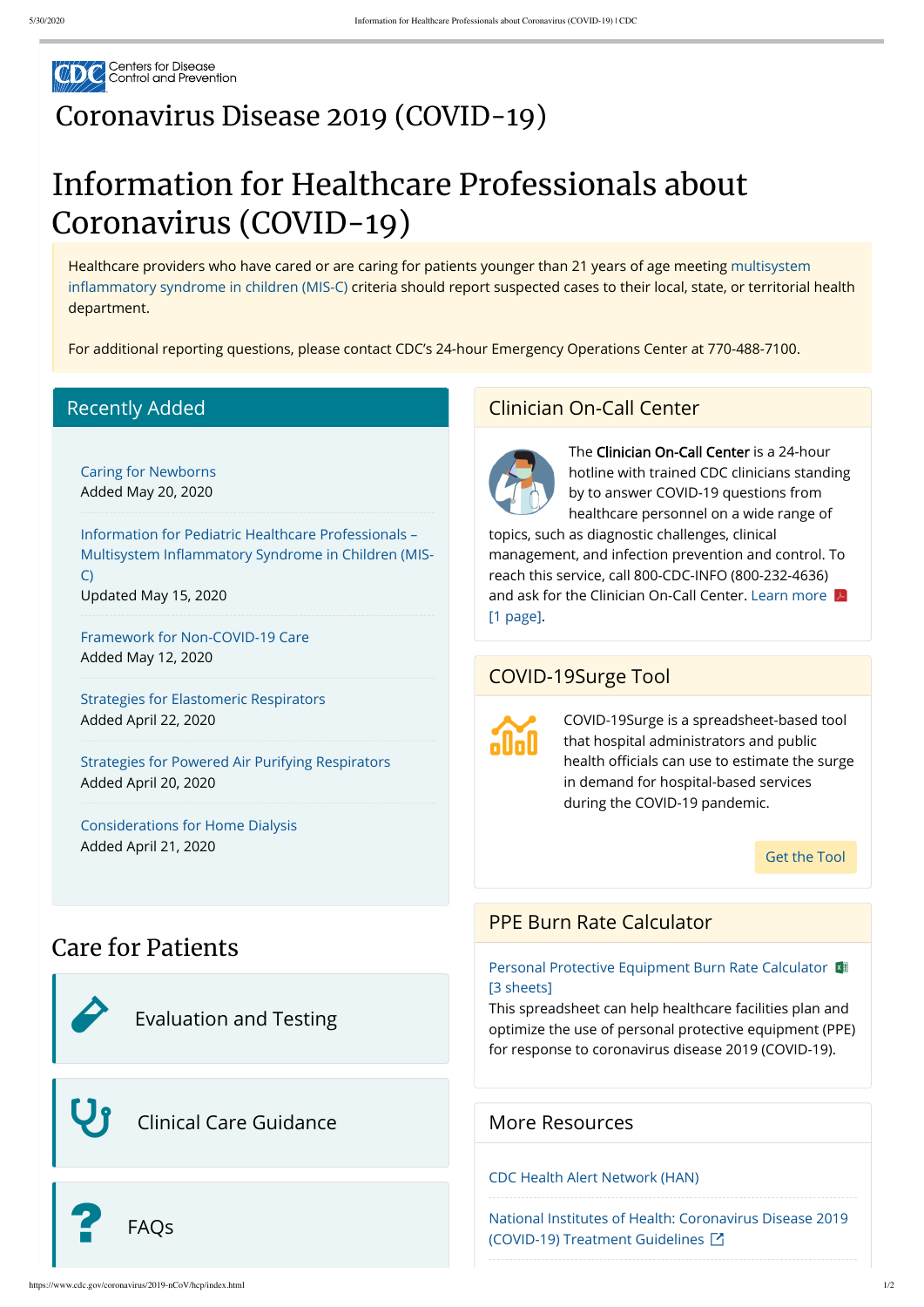Centers for Disease Control and Prevention

# Coronavirus Disease 2019 (COVID-19)

# Information for Healthcare Professionals about Coronavirus (COVID-19)

Healthcare providers who have cared or are caring for patients younger than 21 years of age meeting multisystem inflammatory syndrome in children (MIS-C) criteria should report suspected cases to their local, state, or territorial health department.

For additional reporting questions, please contact CDC's 24-hour Emergency Operations Center at 770-488-7100.

## Recently Added

Caring for Newborns
Added May 20, 2020

Information for Pediatric Healthcare Professionals – Multisystem Inflammatory Syndrome in Children (MIS-C)
Updated May 15, 2020

Framework for Non-COVID-19 Care
Added May 12, 2020

Strategies for Elastomeric Respirators
Added April 22, 2020

Strategies for Powered Air Purifying Respirators
Added April 20, 2020

Considerations for Home Dialysis
Added April 21, 2020

## Care for Patients

Evaluation and Testing

Clinical Care Guidance

FAQs

## Clinician On-Call Center

The **Clinician On-Call Center** is a 24-hour hotline with trained CDC clinicians standing by to answer COVID-19 questions from healthcare personnel on a wide range of topics, such as diagnostic challenges, clinical management, and infection prevention and control. To reach this service, call 800-CDC-INFO (800-232-4636) and ask for the Clinician On-Call Center. Learn more [1 page].

## COVID-19Surge Tool

COVID-19Surge is a spreadsheet-based tool that hospital administrators and public health officials can use to estimate the surge in demand for hospital-based services during the COVID-19 pandemic.

Get the Tool

## PPE Burn Rate Calculator

Personal Protective Equipment Burn Rate Calculator [3 sheets]

This spreadsheet can help healthcare facilities plan and optimize the use of personal protective equipment (PPE) for response to coronavirus disease 2019 (COVID-19).

## More Resources

CDC Health Alert Network (HAN)

National Institutes of Health: Coronavirus Disease 2019 (COVID-19) Treatment Guidelines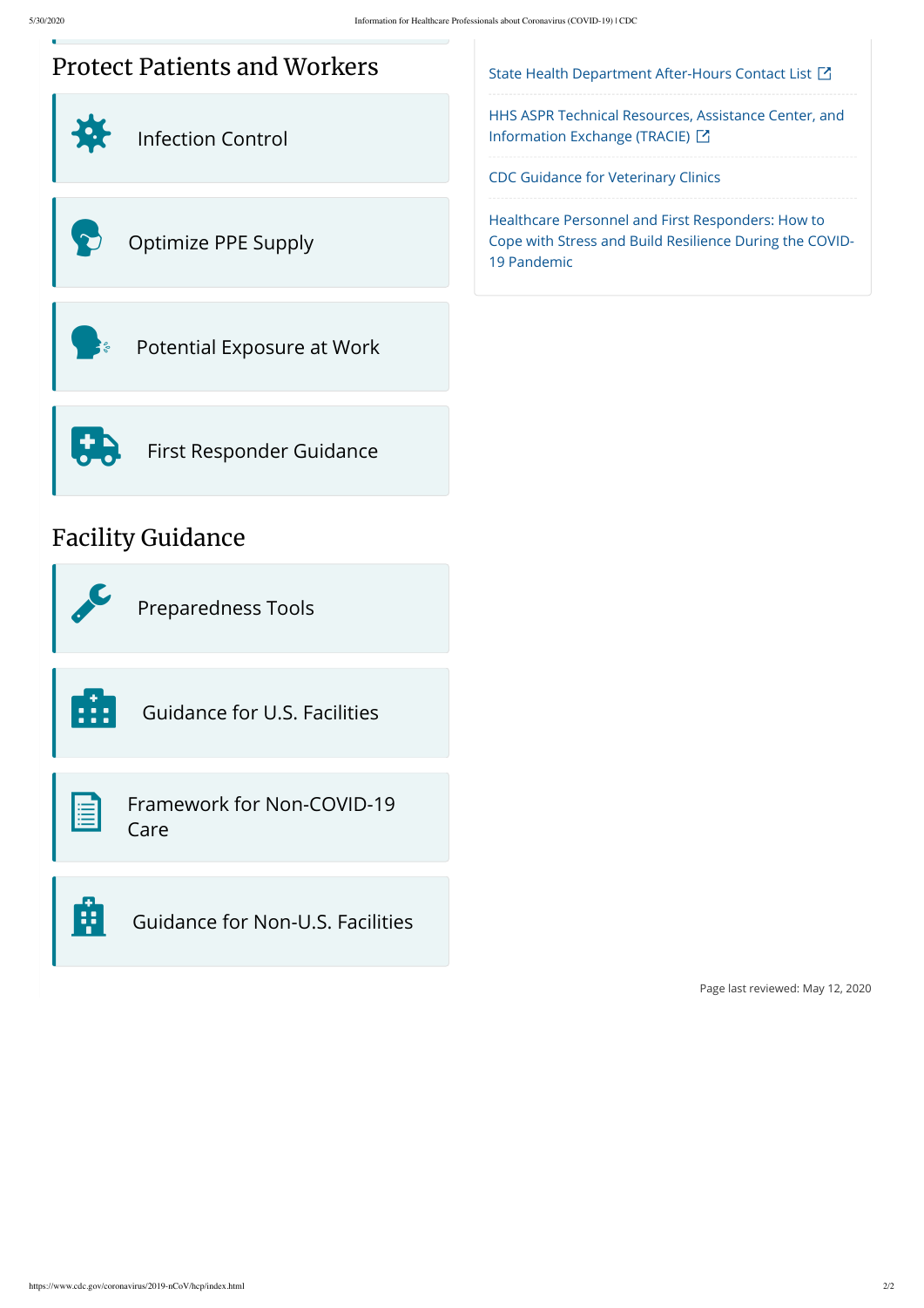## Protect Patients and Workers

Infection Control

Optimize PPE Supply

Potential Exposure at Work

First Responder Guidance

## Facility Guidance

Preparedness Tools

Guidance for U.S. Facilities

Framework for Non-COVID-19 Care

Guidance for Non-U.S. Facilities

State Health Department After-Hours Contact List

HHS ASPR Technical Resources, Assistance Center, and Information Exchange (TRACIE)

CDC Guidance for Veterinary Clinics

Healthcare Personnel and First Responders: How to Cope with Stress and Build Resilience During the COVID-19 Pandemic

Page last reviewed: May 12, 2020